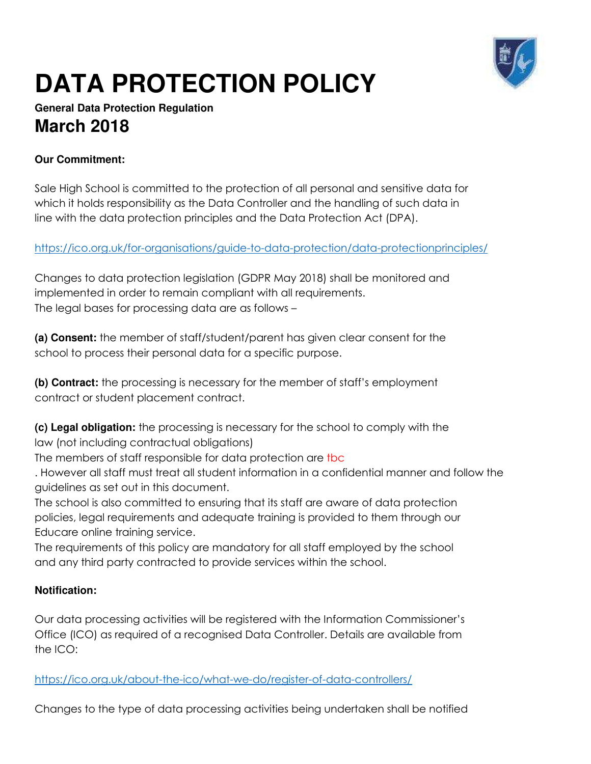# DATA PROTECTION POLICY

**General Data Protection Regulation**

## March 2018

**Our Commitment:**

Sale High School is committed to the protection of all personal and sensitive data for which it holds responsibility as the Data Controller and the handling of such data in line with the data protection principles and the Data Protection Act (DPA).

https://ico.org.uk/for-organisations/guide-to-data-protection/data-protectionprinciples/

Changes to data protection legislation (GDPR May 2018) shall be monitored and implemented in order to remain compliant with all requirements.
The legal bases for processing data are as follows –

**(a) Consent:** the member of staff/student/parent has given clear consent for the school to process their personal data for a specific purpose.

**(b) Contract:** the processing is necessary for the member of staff's employment contract or student placement contract.

**(c) Legal obligation:** the processing is necessary for the school to comply with the law (not including contractual obligations)
The members of staff responsible for data protection are tbc
. However all staff must treat all student information in a confidential manner and follow the guidelines as set out in this document.
The school is also committed to ensuring that its staff are aware of data protection policies, legal requirements and adequate training is provided to them through our Educare online training service.
The requirements of this policy are mandatory for all staff employed by the school and any third party contracted to provide services within the school.

**Notification:**

Our data processing activities will be registered with the Information Commissioner's Office (ICO) as required of a recognised Data Controller. Details are available from the ICO:

https://ico.org.uk/about-the-ico/what-we-do/register-of-data-controllers/

Changes to the type of data processing activities being undertaken shall be notified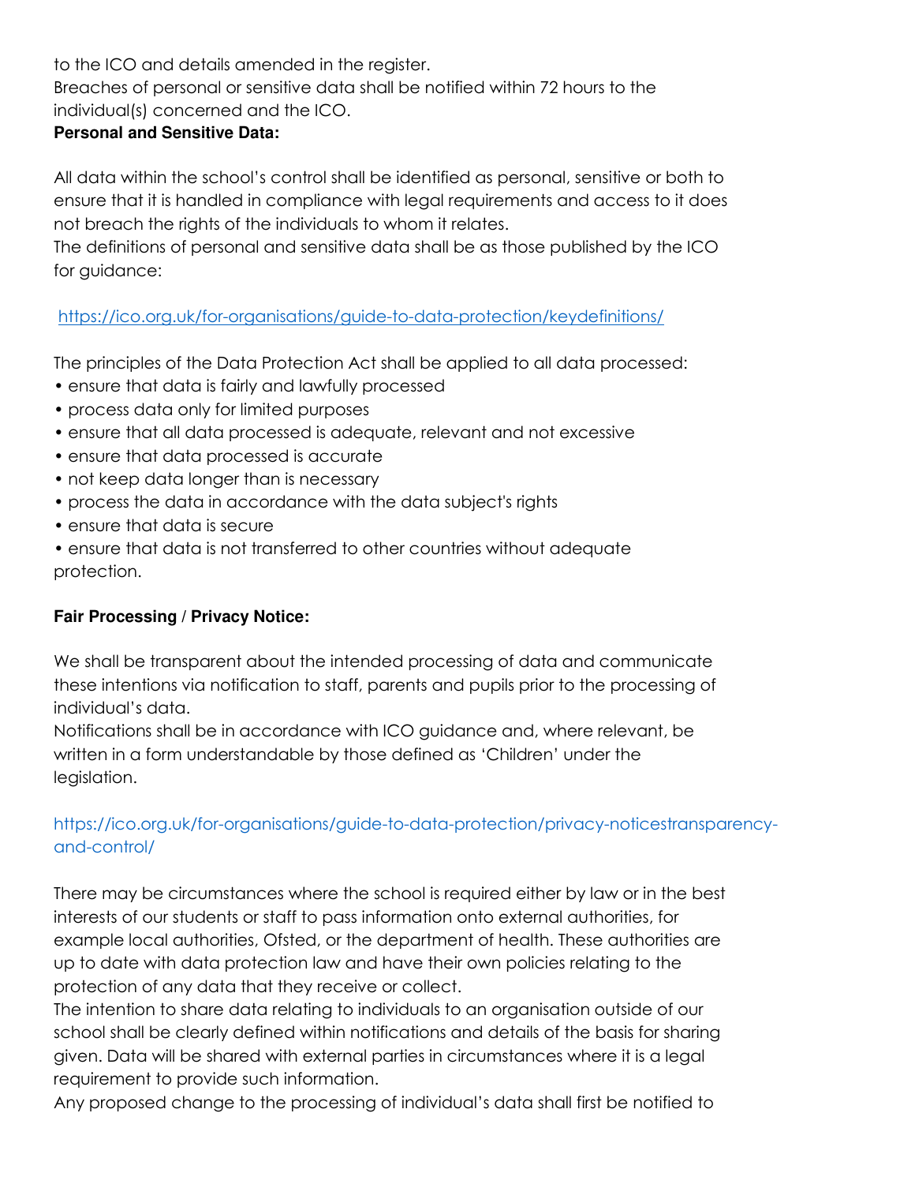to the ICO and details amended in the register.
Breaches of personal or sensitive data shall be notified within 72 hours to the individual(s) concerned and the ICO.

**Personal and Sensitive Data:**

All data within the school's control shall be identified as personal, sensitive or both to ensure that it is handled in compliance with legal requirements and access to it does not breach the rights of the individuals to whom it relates.
The definitions of personal and sensitive data shall be as those published by the ICO for guidance:

https://ico.org.uk/for-organisations/guide-to-data-protection/keydefinitions/

The principles of the Data Protection Act shall be applied to all data processed:

- ensure that data is fairly and lawfully processed
- process data only for limited purposes
- ensure that all data processed is adequate, relevant and not excessive
- ensure that data processed is accurate
- not keep data longer than is necessary
- process the data in accordance with the data subject's rights
- ensure that data is secure
- ensure that data is not transferred to other countries without adequate protection.

**Fair Processing / Privacy Notice:**

We shall be transparent about the intended processing of data and communicate these intentions via notification to staff, parents and pupils prior to the processing of individual's data.
Notifications shall be in accordance with ICO guidance and, where relevant, be written in a form understandable by those defined as 'Children' under the legislation.

https://ico.org.uk/for-organisations/guide-to-data-protection/privacy-noticestransparency-and-control/

There may be circumstances where the school is required either by law or in the best interests of our students or staff to pass information onto external authorities, for example local authorities, Ofsted, or the department of health. These authorities are up to date with data protection law and have their own policies relating to the protection of any data that they receive or collect.
The intention to share data relating to individuals to an organisation outside of our school shall be clearly defined within notifications and details of the basis for sharing given. Data will be shared with external parties in circumstances where it is a legal requirement to provide such information.
Any proposed change to the processing of individual's data shall first be notified to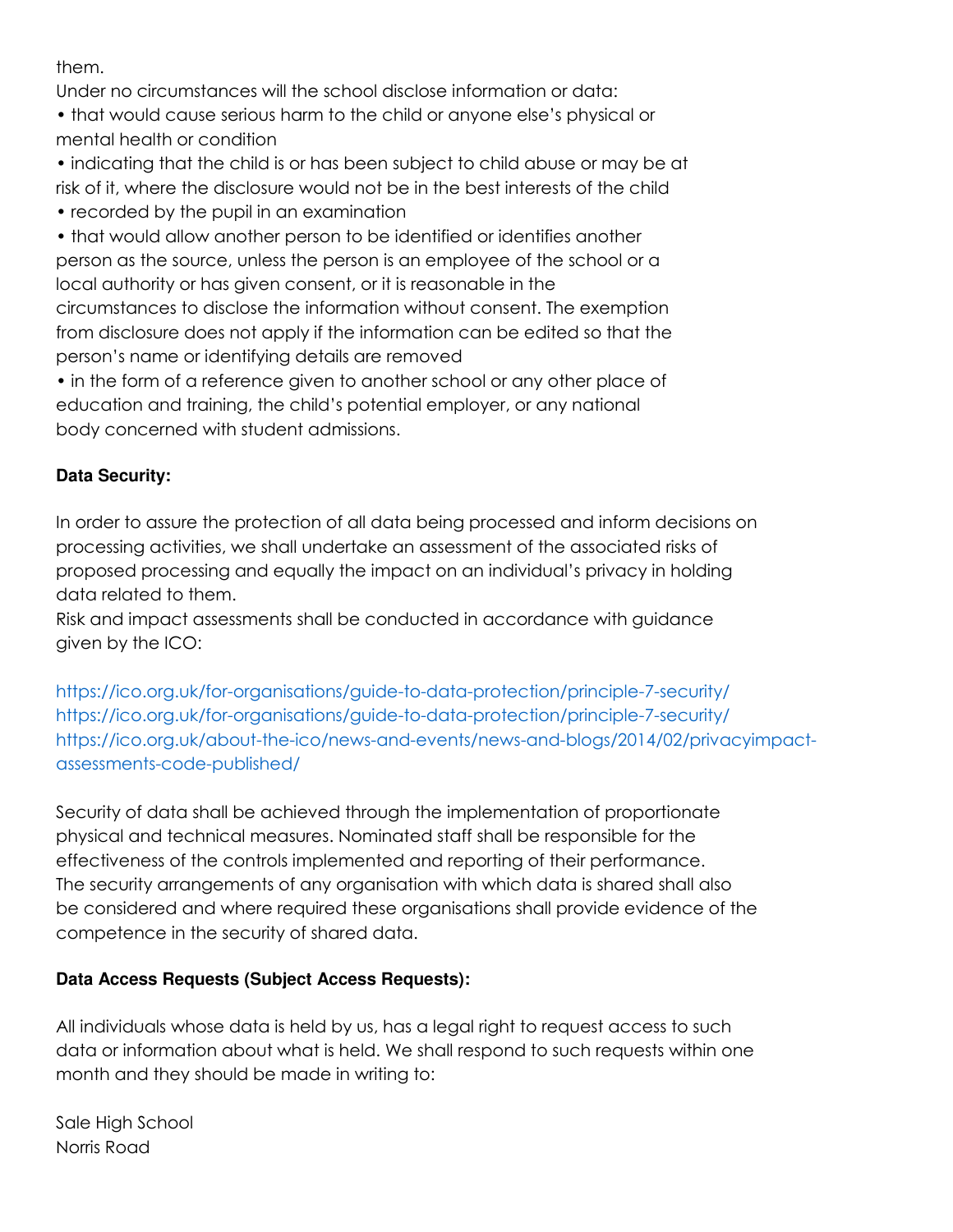them.
Under no circumstances will the school disclose information or data:

• that would cause serious harm to the child or anyone else's physical or mental health or condition
• indicating that the child is or has been subject to child abuse or may be at risk of it, where the disclosure would not be in the best interests of the child
• recorded by the pupil in an examination
• that would allow another person to be identified or identifies another person as the source, unless the person is an employee of the school or a local authority or has given consent, or it is reasonable in the circumstances to disclose the information without consent. The exemption from disclosure does not apply if the information can be edited so that the person's name or identifying details are removed
• in the form of a reference given to another school or any other place of education and training, the child's potential employer, or any national body concerned with student admissions.

**Data Security:**

In order to assure the protection of all data being processed and inform decisions on processing activities, we shall undertake an assessment of the associated risks of proposed processing and equally the impact on an individual's privacy in holding data related to them.
Risk and impact assessments shall be conducted in accordance with guidance given by the ICO:

https://ico.org.uk/for-organisations/guide-to-data-protection/principle-7-security/
https://ico.org.uk/for-organisations/guide-to-data-protection/principle-7-security/
https://ico.org.uk/about-the-ico/news-and-events/news-and-blogs/2014/02/privacyimpact-assessments-code-published/

Security of data shall be achieved through the implementation of proportionate physical and technical measures. Nominated staff shall be responsible for the effectiveness of the controls implemented and reporting of their performance.
The security arrangements of any organisation with which data is shared shall also be considered and where required these organisations shall provide evidence of the competence in the security of shared data.

**Data Access Requests (Subject Access Requests):**

All individuals whose data is held by us, has a legal right to request access to such data or information about what is held. We shall respond to such requests within one month and they should be made in writing to:

Sale High School
Norris Road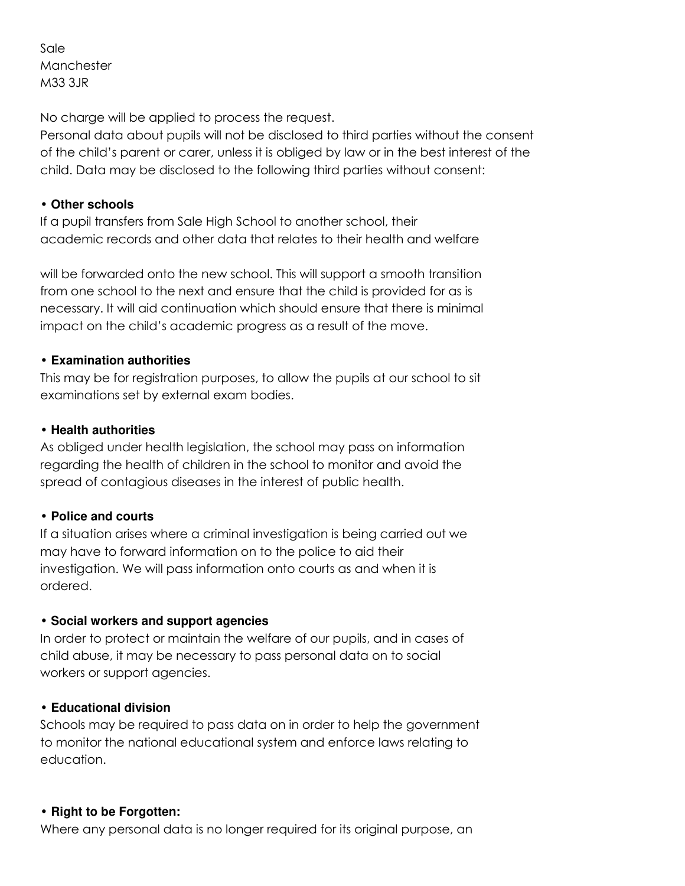Sale
Manchester
M33 3JR

No charge will be applied to process the request.
Personal data about pupils will not be disclosed to third parties without the consent of the child's parent or carer, unless it is obliged by law or in the best interest of the child. Data may be disclosed to the following third parties without consent:

- **Other schools**
  If a pupil transfers from Sale High School to another school, their academic records and other data that relates to their health and welfare will be forwarded onto the new school. This will support a smooth transition from one school to the next and ensure that the child is provided for as is necessary. It will aid continuation which should ensure that there is minimal impact on the child's academic progress as a result of the move.

- **Examination authorities**
  This may be for registration purposes, to allow the pupils at our school to sit examinations set by external exam bodies.

- **Health authorities**
  As obliged under health legislation, the school may pass on information regarding the health of children in the school to monitor and avoid the spread of contagious diseases in the interest of public health.

- **Police and courts**
  If a situation arises where a criminal investigation is being carried out we may have to forward information on to the police to aid their investigation. We will pass information onto courts as and when it is ordered.

- **Social workers and support agencies**
  In order to protect or maintain the welfare of our pupils, and in cases of child abuse, it may be necessary to pass personal data on to social workers or support agencies.

- **Educational division**
  Schools may be required to pass data on in order to help the government to monitor the national educational system and enforce laws relating to education.

- **Right to be Forgotten:**
  Where any personal data is no longer required for its original purpose, an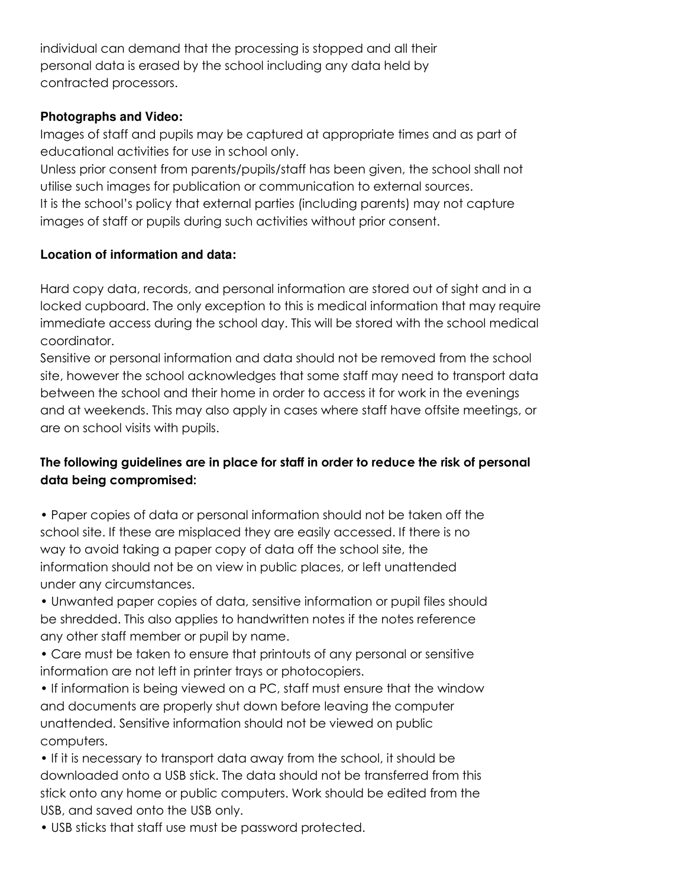individual can demand that the processing is stopped and all their personal data is erased by the school including any data held by contracted processors.

**Photographs and Video:**

Images of staff and pupils may be captured at appropriate times and as part of educational activities for use in school only.

Unless prior consent from parents/pupils/staff has been given, the school shall not utilise such images for publication or communication to external sources.

It is the school's policy that external parties (including parents) may not capture images of staff or pupils during such activities without prior consent.

**Location of information and data:**

Hard copy data, records, and personal information are stored out of sight and in a locked cupboard. The only exception to this is medical information that may require immediate access during the school day. This will be stored with the school medical coordinator.

Sensitive or personal information and data should not be removed from the school site, however the school acknowledges that some staff may need to transport data between the school and their home in order to access it for work in the evenings and at weekends. This may also apply in cases where staff have offsite meetings, or are on school visits with pupils.

**The following guidelines are in place for staff in order to reduce the risk of personal data being compromised:**

- Paper copies of data or personal information should not be taken off the school site. If these are misplaced they are easily accessed. If there is no way to avoid taking a paper copy of data off the school site, the information should not be on view in public places, or left unattended under any circumstances.
- Unwanted paper copies of data, sensitive information or pupil files should be shredded. This also applies to handwritten notes if the notes reference any other staff member or pupil by name.
- Care must be taken to ensure that printouts of any personal or sensitive information are not left in printer trays or photocopiers.
- If information is being viewed on a PC, staff must ensure that the window and documents are properly shut down before leaving the computer unattended. Sensitive information should not be viewed on public computers.
- If it is necessary to transport data away from the school, it should be downloaded onto a USB stick. The data should not be transferred from this stick onto any home or public computers. Work should be edited from the USB, and saved onto the USB only.
- USB sticks that staff use must be password protected.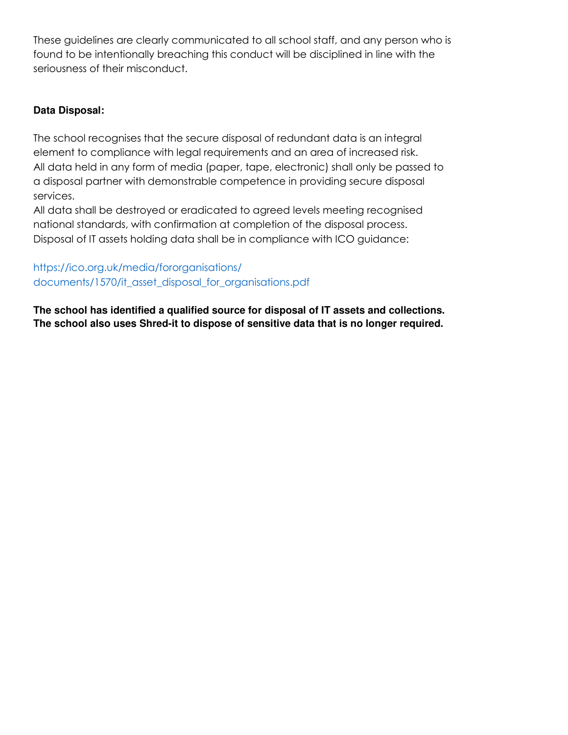These guidelines are clearly communicated to all school staff, and any person who is found to be intentionally breaching this conduct will be disciplined in line with the seriousness of their misconduct.

**Data Disposal:**

The school recognises that the secure disposal of redundant data is an integral element to compliance with legal requirements and an area of increased risk. All data held in any form of media (paper, tape, electronic) shall only be passed to a disposal partner with demonstrable competence in providing secure disposal services.
All data shall be destroyed or eradicated to agreed levels meeting recognised national standards, with confirmation at completion of the disposal process.
Disposal of IT assets holding data shall be in compliance with ICO guidance:

https://ico.org.uk/media/fororganisations/documents/1570/it_asset_disposal_for_organisations.pdf

**The school has identified a qualified source for disposal of IT assets and collections. The school also uses Shred-it to dispose of sensitive data that is no longer required.**